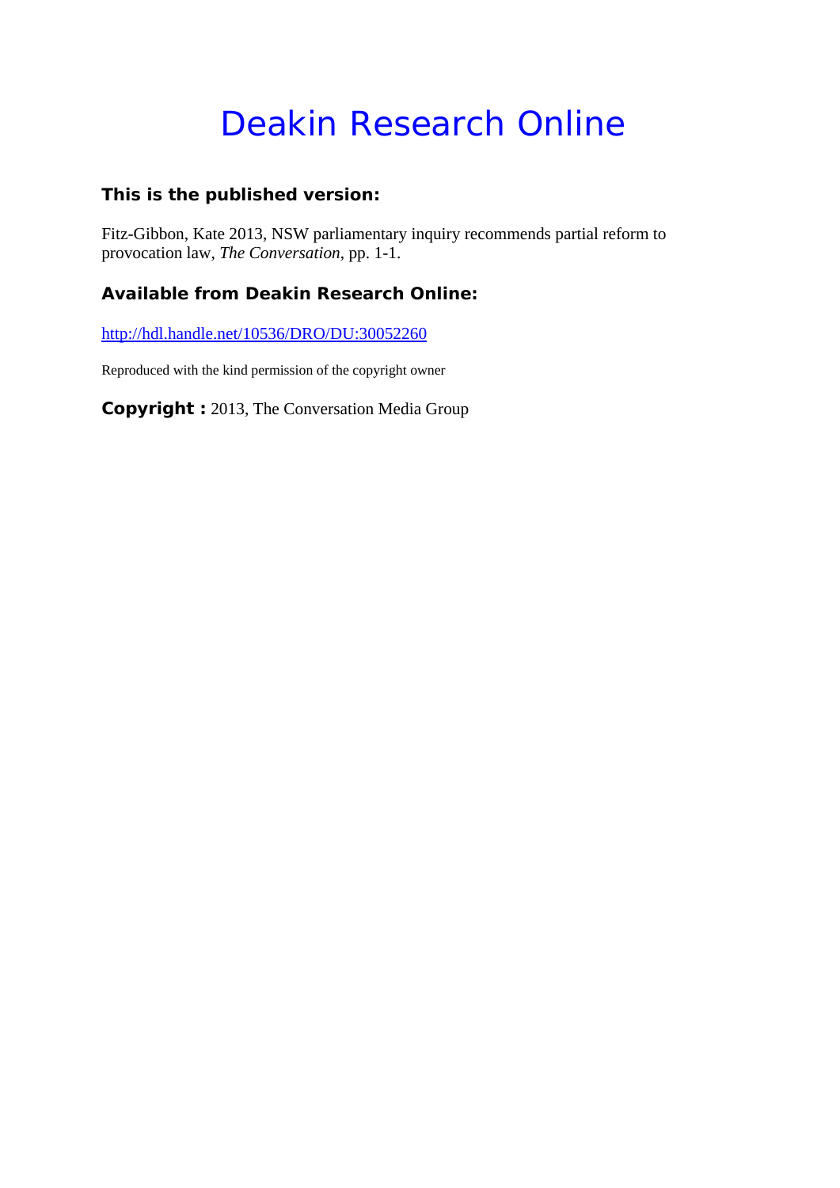# Deakin Research Online

### This is the published version:

Fitz-Gibbon, Kate 2013, NSW parliamentary inquiry recommends partial reform to provocation law, *The Conversation*, pp. 1-1.

### Available from Deakin Research Online:

[http://hdl.handle.net/10536/DRO/DU:30052260](http://hdl.handle.net/10536/DRO/DU:30052260)

Reproduced with the kind permission of the copyright owner

**Copyright :** 2013, The Conversation Media Group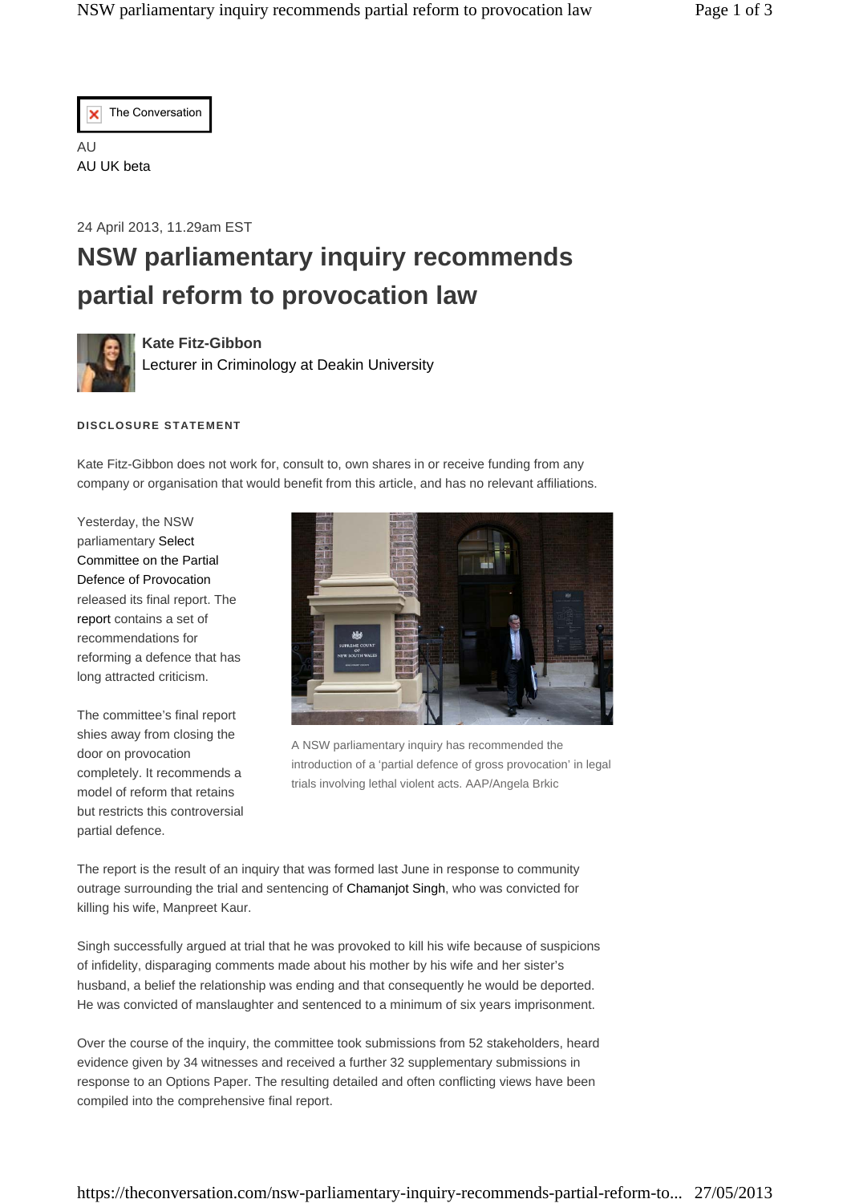The Conversation

AU
AU UK beta

24 April 2013, 11.29am EST

# NSW parliamentary inquiry recommends partial reform to provocation law

**Kate Fitz-Gibbon**
Lecturer in Criminology at Deakin University

**DISCLOSURE STATEMENT**

Kate Fitz-Gibbon does not work for, consult to, own shares in or receive funding from any company or organisation that would benefit from this article, and has no relevant affiliations.

Yesterday, the NSW parliamentary Select Committee on the Partial Defence of Provocation released its final report. The report contains a set of recommendations for reforming a defence that has long attracted criticism.

A NSW parliamentary inquiry has recommended the introduction of a 'partial defence of gross provocation' in legal trials involving lethal violent acts. AAP/Angela Brkic

The committee's final report shies away from closing the door on provocation completely. It recommends a model of reform that retains but restricts this controversial partial defence.

The report is the result of an inquiry that was formed last June in response to community outrage surrounding the trial and sentencing of Chamanjot Singh, who was convicted for killing his wife, Manpreet Kaur.

Singh successfully argued at trial that he was provoked to kill his wife because of suspicions of infidelity, disparaging comments made about his mother by his wife and her sister's husband, a belief the relationship was ending and that consequently he would be deported. He was convicted of manslaughter and sentenced to a minimum of six years imprisonment.

Over the course of the inquiry, the committee took submissions from 52 stakeholders, heard evidence given by 34 witnesses and received a further 32 supplementary submissions in response to an Options Paper. The resulting detailed and often conflicting views have been compiled into the comprehensive final report.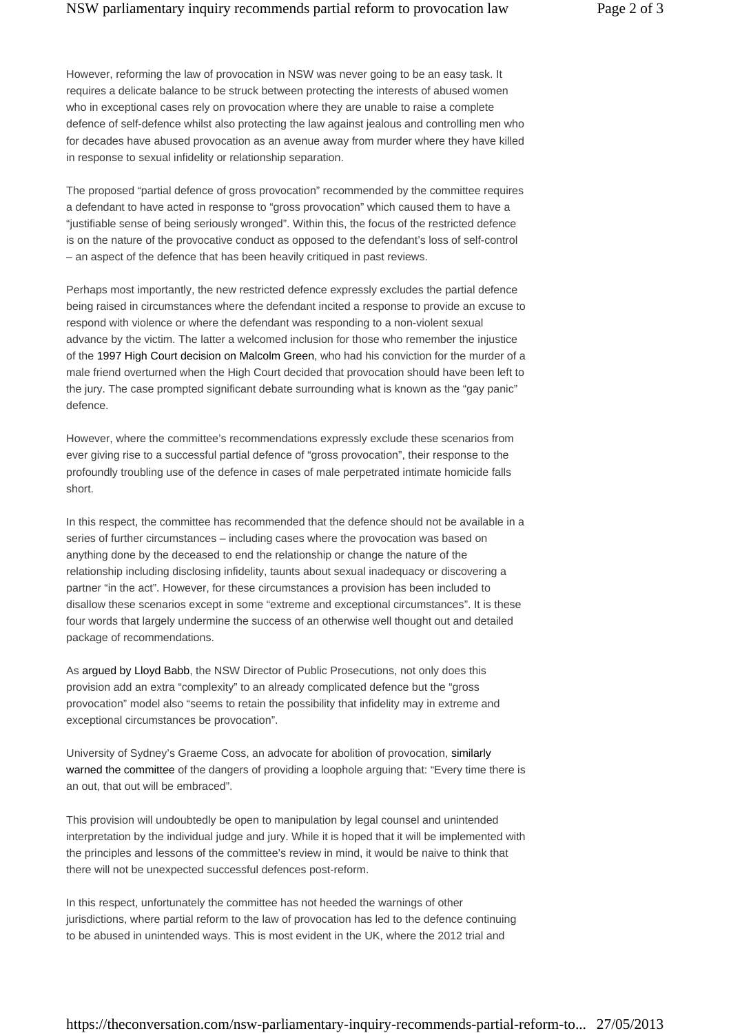However, reforming the law of provocation in NSW was never going to be an easy task. It requires a delicate balance to be struck between protecting the interests of abused women who in exceptional cases rely on provocation where they are unable to raise a complete defence of self-defence whilst also protecting the law against jealous and controlling men who for decades have abused provocation as an avenue away from murder where they have killed in response to sexual infidelity or relationship separation.

The proposed "partial defence of gross provocation" recommended by the committee requires a defendant to have acted in response to "gross provocation" which caused them to have a "justifiable sense of being seriously wronged". Within this, the focus of the restricted defence is on the nature of the provocative conduct as opposed to the defendant's loss of self-control – an aspect of the defence that has been heavily critiqued in past reviews.

Perhaps most importantly, the new restricted defence expressly excludes the partial defence being raised in circumstances where the defendant incited a response to provide an excuse to respond with violence or where the defendant was responding to a non-violent sexual advance by the victim. The latter a welcomed inclusion for those who remember the injustice of the 1997 High Court decision on Malcolm Green, who had his conviction for the murder of a male friend overturned when the High Court decided that provocation should have been left to the jury. The case prompted significant debate surrounding what is known as the "gay panic" defence.

However, where the committee's recommendations expressly exclude these scenarios from ever giving rise to a successful partial defence of "gross provocation", their response to the profoundly troubling use of the defence in cases of male perpetrated intimate homicide falls short.

In this respect, the committee has recommended that the defence should not be available in a series of further circumstances – including cases where the provocation was based on anything done by the deceased to end the relationship or change the nature of the relationship including disclosing infidelity, taunts about sexual inadequacy or discovering a partner "in the act". However, for these circumstances a provision has been included to disallow these scenarios except in some "extreme and exceptional circumstances". It is these four words that largely undermine the success of an otherwise well thought out and detailed package of recommendations.

As argued by Lloyd Babb, the NSW Director of Public Prosecutions, not only does this provision add an extra "complexity" to an already complicated defence but the "gross provocation" model also "seems to retain the possibility that infidelity may in extreme and exceptional circumstances be provocation".

University of Sydney's Graeme Coss, an advocate for abolition of provocation, similarly warned the committee of the dangers of providing a loophole arguing that: "Every time there is an out, that out will be embraced".

This provision will undoubtedly be open to manipulation by legal counsel and unintended interpretation by the individual judge and jury. While it is hoped that it will be implemented with the principles and lessons of the committee's review in mind, it would be naive to think that there will not be unexpected successful defences post-reform.

In this respect, unfortunately the committee has not heeded the warnings of other jurisdictions, where partial reform to the law of provocation has led to the defence continuing to be abused in unintended ways. This is most evident in the UK, where the 2012 trial and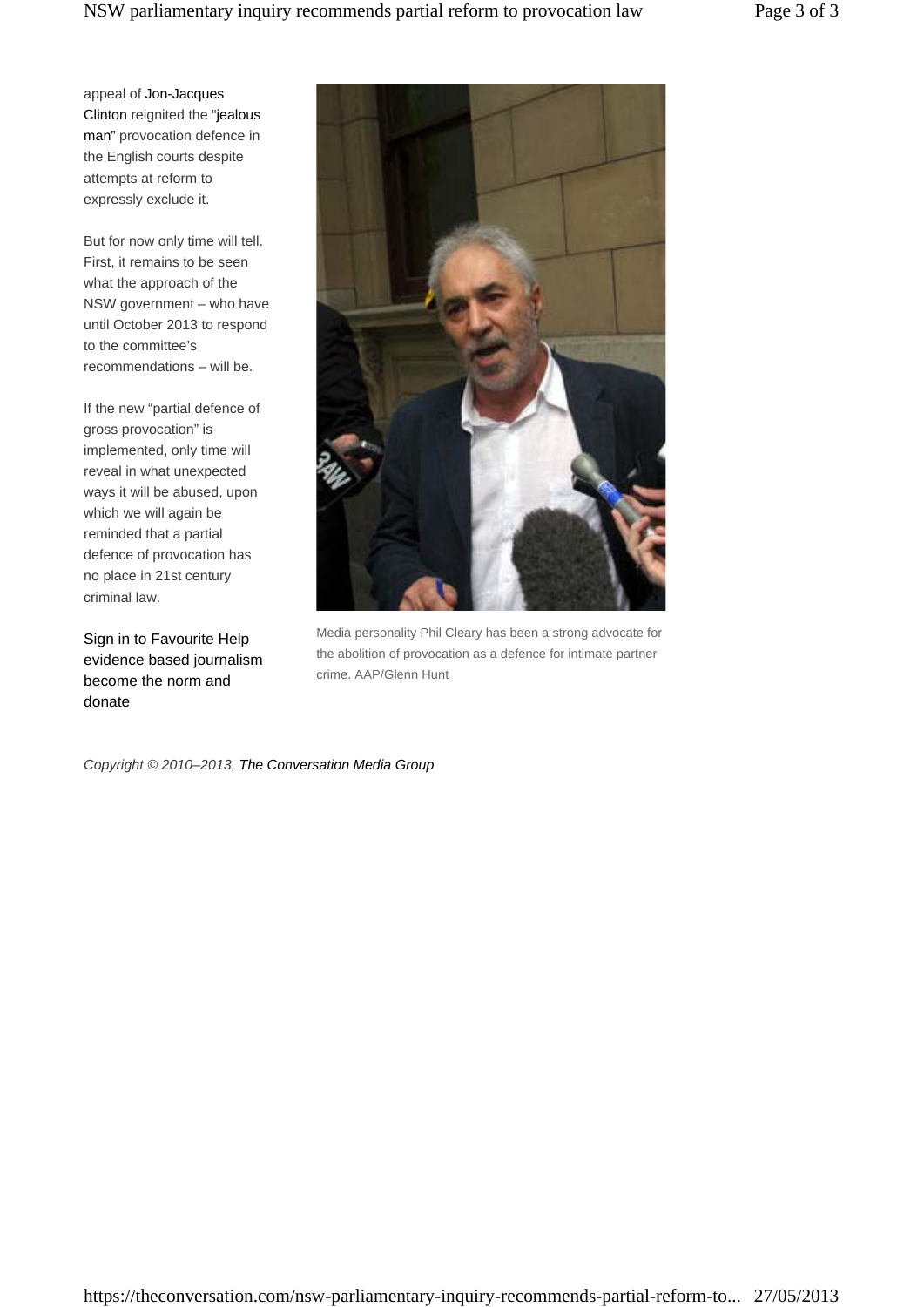appeal of Jon-Jacques Clinton reignited the "jealous man" provocation defence in the English courts despite attempts at reform to expressly exclude it.

But for now only time will tell. First, it remains to be seen what the approach of the NSW government – who have until October 2013 to respond to the committee's recommendations – will be.

If the new "partial defence of gross provocation" is implemented, only time will reveal in what unexpected ways it will be abused, upon which we will again be reminded that a partial defence of provocation has no place in 21st century criminal law.

Media personality Phil Cleary has been a strong advocate for the abolition of provocation as a defence for intimate partner crime. AAP/Glenn Hunt

Sign in to Favourite Help evidence based journalism become the norm and donate

*Copyright © 2010–2013, The Conversation Media Group*